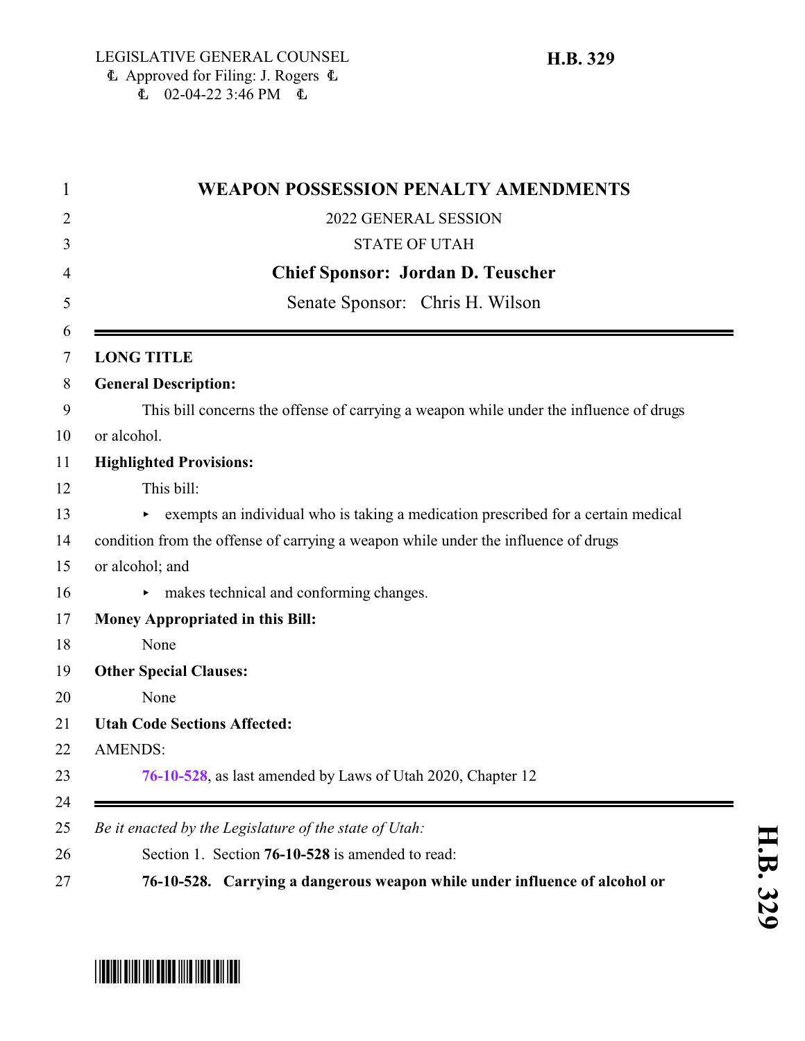LEGISLATIVE GENERAL COUNSEL
Approved for Filing: J. Rogers
02-04-22 3:46 PM

**H.B. 329**

# WEAPON POSSESSION PENALTY AMENDMENTS

2022 GENERAL SESSION

STATE OF UTAH

**Chief Sponsor: Jordan D. Teuscher**

Senate Sponsor: Chris H. Wilson

---

**LONG TITLE**

**General Description:**

This bill concerns the offense of carrying a weapon while under the influence of drugs or alcohol.

**Highlighted Provisions:**

This bill:

- exempts an individual who is taking a medication prescribed for a certain medical condition from the offense of carrying a weapon while under the influence of drugs or alcohol; and
- makes technical and conforming changes.

**Money Appropriated in this Bill:**

None

**Other Special Clauses:**

None

**Utah Code Sections Affected:**

AMENDS:

**76-10-528**, as last amended by Laws of Utah 2020, Chapter 12

---

*Be it enacted by the Legislature of the state of Utah:*

Section 1. Section **76-10-528** is amended to read:

**76-10-528. Carrying a dangerous weapon while under influence of alcohol or**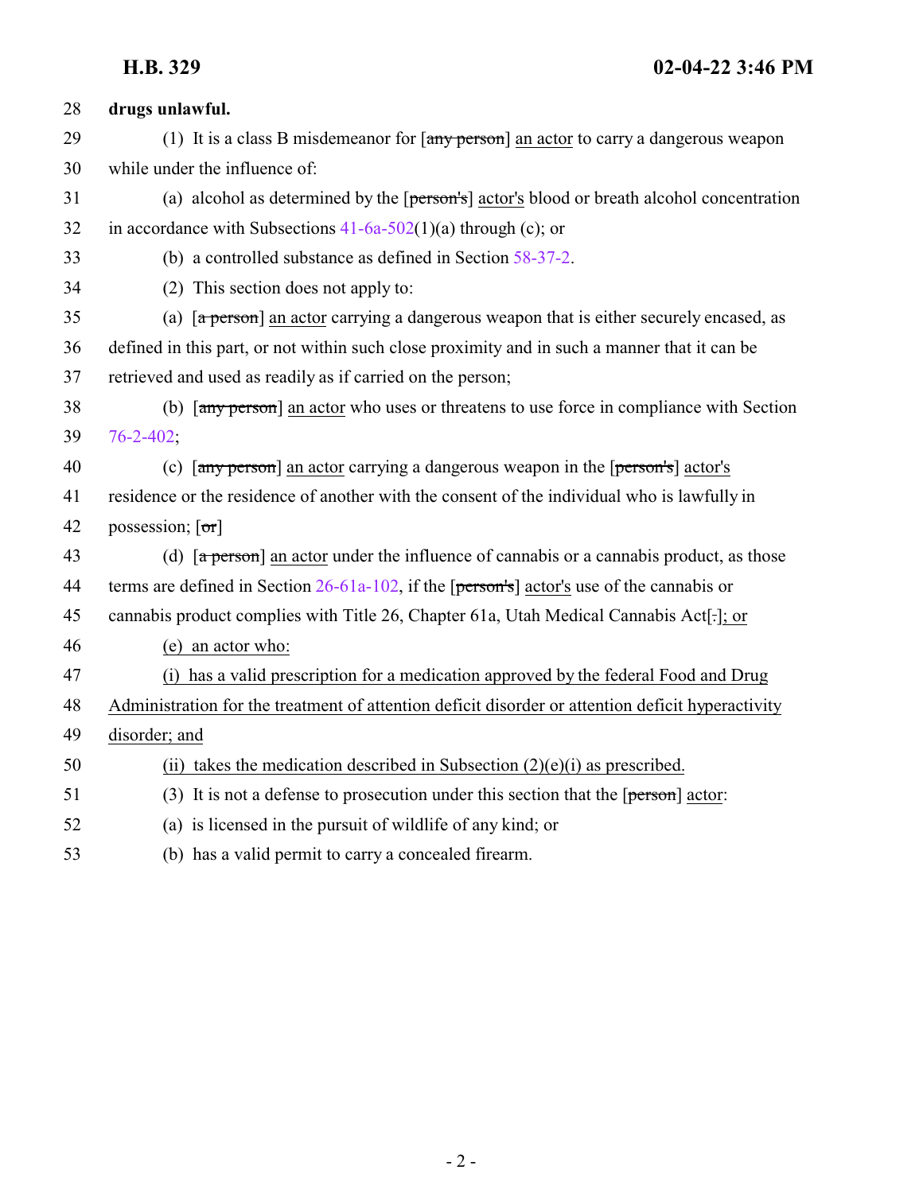**drugs unlawful.**

(1) It is a class B misdemeanor for [~~any person~~] an actor to carry a dangerous weapon while under the influence of:

(a) alcohol as determined by the [~~person's~~] actor's blood or breath alcohol concentration in accordance with Subsections 41-6a-502(1)(a) through (c); or

(b) a controlled substance as defined in Section 58-37-2.

(2) This section does not apply to:

(a) [~~a person~~] an actor carrying a dangerous weapon that is either securely encased, as defined in this part, or not within such close proximity and in such a manner that it can be retrieved and used as readily as if carried on the person;

(b) [~~any person~~] an actor who uses or threatens to use force in compliance with Section 76-2-402;

(c) [~~any person~~] an actor carrying a dangerous weapon in the [~~person's~~] actor's residence or the residence of another with the consent of the individual who is lawfully in possession; [~~or~~]

(d) [~~a person~~] an actor under the influence of cannabis or a cannabis product, as those terms are defined in Section 26-61a-102, if the [~~person's~~] actor's use of the cannabis or cannabis product complies with Title 26, Chapter 61a, Utah Medical Cannabis Act[~~.~~]; or

(e) an actor who:

(i) has a valid prescription for a medication approved by the federal Food and Drug Administration for the treatment of attention deficit disorder or attention deficit hyperactivity disorder; and

(ii) takes the medication described in Subsection (2)(e)(i) as prescribed.

(3) It is not a defense to prosecution under this section that the [~~person~~] actor:

(a) is licensed in the pursuit of wildlife of any kind; or

(b) has a valid permit to carry a concealed firearm.